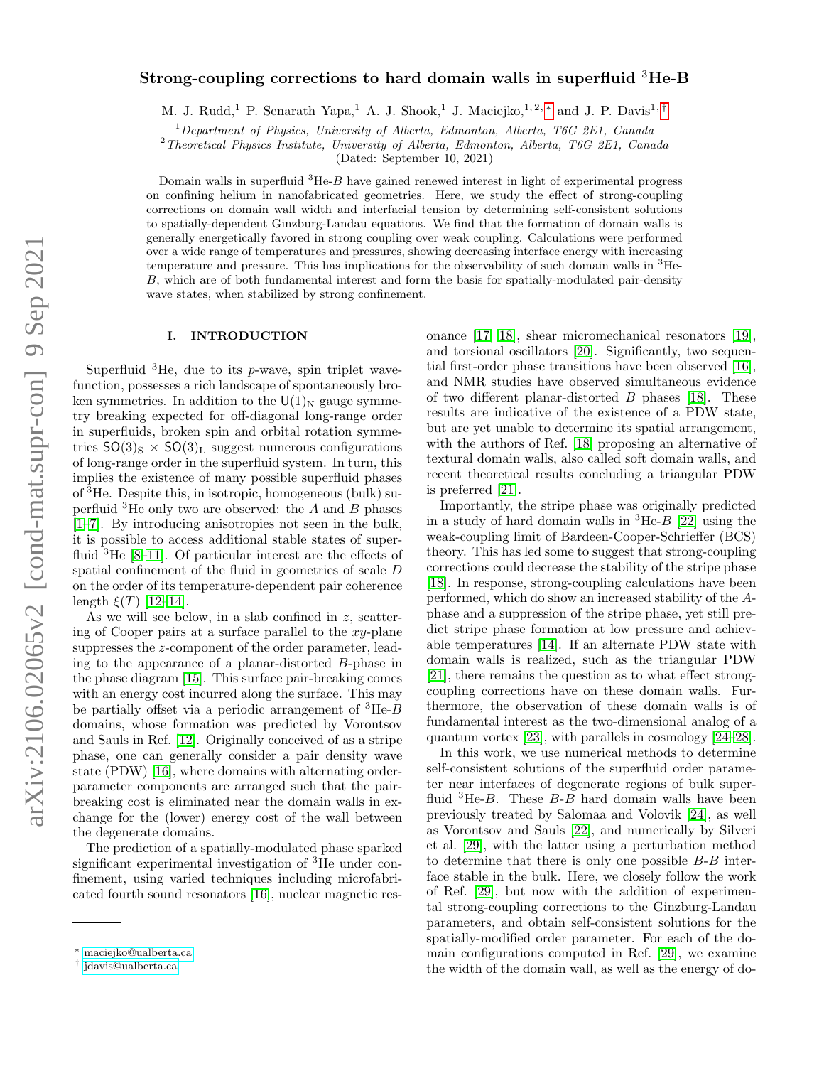# Strong-coupling corrections to hard domain walls in superfluid $^3$He-$B$

M. J. Rudd,[1] P. Senarath Yapa,[1] A. J. Shook,[1] J. Maciejko,[1,2,*] and J. P. Davis[1,†]

[1] Department of Physics, University of Alberta, Edmonton, Alberta, T6G 2E1, Canada

[2] Theoretical Physics Institute, University of Alberta, Edmonton, Alberta, T6G 2E1, Canada

(Dated: September 10, 2021)

Domain walls in superfluid $^3$He-$B$ have gained renewed interest in light of experimental progress on confining helium in nanofabricated geometries. Here, we study the effect of strong-coupling corrections on domain wall width and interfacial tension by determining self-consistent solutions to spatially-dependent Ginzburg-Landau equations. We find that the formation of domain walls is generally energetically favored in strong coupling over weak coupling. Calculations were performed over a wide range of temperatures and pressures, showing decreasing interface energy with increasing temperature and pressure. This has implications for the observability of such domain walls in $^3$He-$B$, which are of both fundamental interest and form the basis for spatially-modulated pair-density wave states, when stabilized by strong confinement.

## I. INTRODUCTION

Superfluid $^3$He, due to its $p$-wave, spin triplet wavefunction, possesses a rich landscape of spontaneously broken symmetries. In addition to the $\mathsf{U(1)_N}$ gauge symmetry breaking expected for off-diagonal long-range order in superfluids, broken spin and orbital rotation symmetries $\mathsf{SO(3)_S} \times \mathsf{SO(3)_L}$ suggest numerous configurations of long-range order in the superfluid system. In turn, this implies the existence of many possible superfluid phases of $^3$He. Despite this, in isotropic, homogeneous (bulk) superfluid $^3$He only two are observed: the $A$ and $B$ phases [1–7]. By introducing anisotropies not seen in the bulk, it is possible to access additional stable states of superfluid $^3$He [8–11]. Of particular interest are the effects of spatial confinement of the fluid in geometries of scale $D$ on the order of its temperature-dependent pair coherence length $\xi(T)$ [12–14].

As we will see below, in a slab confined in $z$, scattering of Cooper pairs at a surface parallel to the $xy$-plane suppresses the $z$-component of the order parameter, leading to the appearance of a planar-distorted $B$-phase in the phase diagram [15]. This surface pair-breaking comes with an energy cost incurred along the surface. This may be partially offset via a periodic arrangement of $^3$He-$B$ domains, whose formation was predicted by Vorontsov and Sauls in Ref. [12]. Originally conceived of as a stripe phase, one can generally consider a pair density wave state (PDW) [16], where domains with alternating order-parameter components are arranged such that the pair-breaking cost is eliminated near the domain walls in exchange for the (lower) energy cost of the wall between the degenerate domains.

The prediction of a spatially-modulated phase sparked significant experimental investigation of $^3$He under confinement, using varied techniques including microfabricated fourth sound resonators [16], nuclear magnetic resonance [17, 18], shear micromechanical resonators [19], and torsional oscillators [20]. Significantly, two sequential first-order phase transitions have been observed [16], and NMR studies have observed simultaneous evidence of two different planar-distorted $B$ phases [18]. These results are indicative of the existence of a PDW state, but are yet unable to determine its spatial arrangement, with the authors of Ref. [18] proposing an alternative of textural domain walls, also called soft domain walls, and recent theoretical results concluding a triangular PDW is preferred [21].

Importantly, the stripe phase was originally predicted in a study of hard domain walls in $^3$He-$B$ [22] using the weak-coupling limit of Bardeen-Cooper-Schrieffer (BCS) theory. This has led some to suggest that strong-coupling corrections could decrease the stability of the stripe phase [18]. In response, strong-coupling calculations have been performed, which do show an increased stability of the $A$-phase and a suppression of the stripe phase, yet still predict stripe phase formation at low pressure and achievable temperatures [14]. If an alternate PDW state with domain walls is realized, such as the triangular PDW [21], there remains the question as to what effect strong-coupling corrections have on these domain walls. Furthermore, the observation of these domain walls is of fundamental interest as the two-dimensional analog of a quantum vortex [23], with parallels in cosmology [24–28].

In this work, we use numerical methods to determine self-consistent solutions of the superfluid order parameter near interfaces of degenerate regions of bulk superfluid $^3$He-$B$. These $B$-$B$ hard domain walls have been previously treated by Salomaa and Volovik [24], as well as Vorontsov and Sauls [22], and numerically by Silveri et al. [29], with the latter using a perturbation method to determine that there is only one possible $B$-$B$ interface stable in the bulk. Here, we closely follow the work of Ref. [29], but now with the addition of experimental strong-coupling corrections to the Ginzburg-Landau parameters, and obtain self-consistent solutions for the spatially-modified order parameter. For each of the domain configurations computed in Ref. [29], we examine the width of the domain wall, as well as the energy of do-

* maciejko@ualberta.ca

† jdavis@ualberta.ca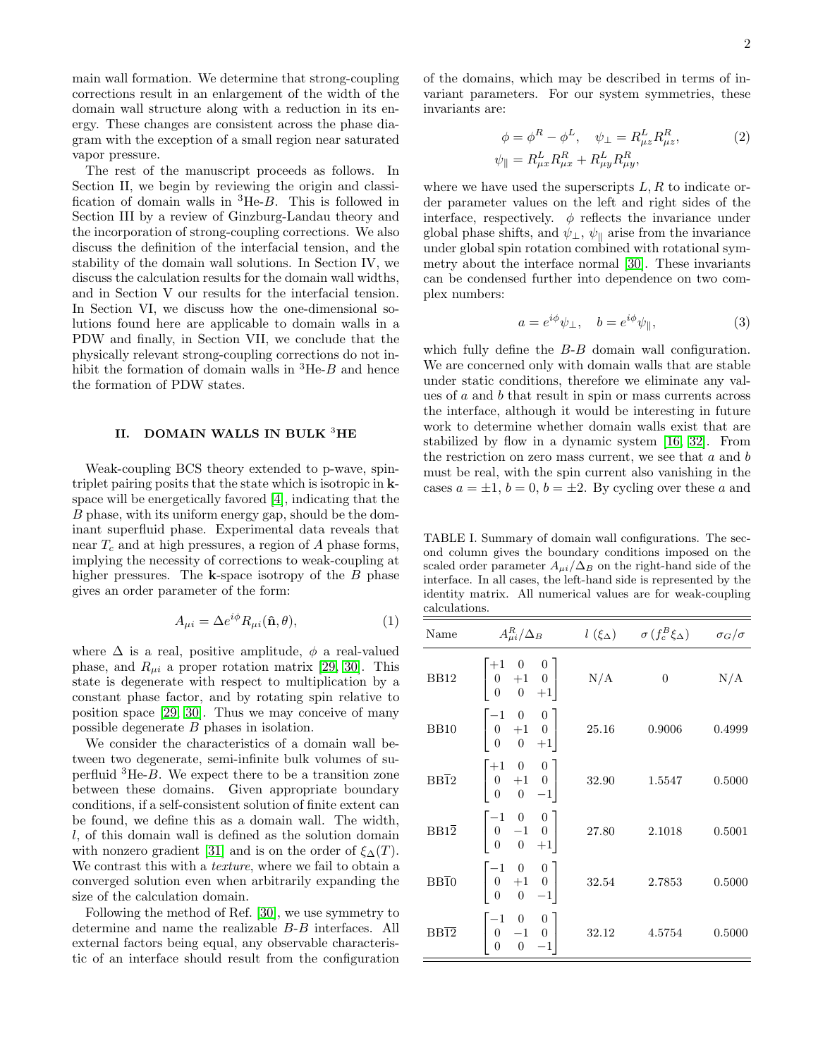main wall formation. We determine that strong-coupling corrections result in an enlargement of the width of the domain wall structure along with a reduction in its energy. These changes are consistent across the phase diagram with the exception of a small region near saturated vapor pressure.

The rest of the manuscript proceeds as follows. In Section II, we begin by reviewing the origin and classification of domain walls in $^3$He-$B$. This is followed in Section III by a review of Ginzburg-Landau theory and the incorporation of strong-coupling corrections. We also discuss the definition of the interfacial tension, and the stability of the domain wall solutions. In Section IV, we discuss the calculation results for the domain wall widths, and in Section V our results for the interfacial tension. In Section VI, we discuss how the one-dimensional solutions found here are applicable to domain walls in a PDW and finally, in Section VII, we conclude that the physically relevant strong-coupling corrections do not inhibit the formation of domain walls in $^3$He-$B$ and hence the formation of PDW states.

## II. DOMAIN WALLS IN BULK $^3$HE

Weak-coupling BCS theory extended to p-wave, spin-triplet pairing posits that the state which is isotropic in $\mathbf{k}$-space will be energetically favored [4], indicating that the $B$ phase, with its uniform energy gap, should be the dominant superfluid phase. Experimental data reveals that near $T_c$ and at high pressures, a region of $A$ phase forms, implying the necessity of corrections to weak-coupling at higher pressures. The $\mathbf{k}$-space isotropy of the $B$ phase gives an order parameter of the form:

$$A_{\mu i} = \Delta e^{i\phi} R_{\mu i}(\hat{\mathbf{n}}, \theta), \tag{1}$$

where $\Delta$ is a real, positive amplitude, $\phi$ a real-valued phase, and $R_{\mu i}$ a proper rotation matrix [29, 30]. This state is degenerate with respect to multiplication by a constant phase factor, and by rotating spin relative to position space [29, 30]. Thus we may conceive of many possible degenerate $B$ phases in isolation.

We consider the characteristics of a domain wall between two degenerate, semi-infinite bulk volumes of superfluid $^3$He-$B$. We expect there to be a transition zone between these domains. Given appropriate boundary conditions, if a self-consistent solution of finite extent can be found, we define this as a domain wall. The width, $l$, of this domain wall is defined as the solution domain with nonzero gradient [31] and is on the order of $\xi_\Delta(T)$. We contrast this with a *texture*, where we fail to obtain a converged solution even when arbitrarily expanding the size of the calculation domain.

Following the method of Ref. [30], we use symmetry to determine and name the realizable $B$-$B$ interfaces. All external factors being equal, any observable characteristic of an interface should result from the configuration of the domains, which may be described in terms of invariant parameters. For our system symmetries, these invariants are:

$$\phi = \phi^R - \phi^L, \quad \psi_\perp = R^L_{\mu z} R^R_{\mu z}, \qquad \psi_\parallel = R^L_{\mu x} R^R_{\mu x} + R^L_{\mu y} R^R_{\mu y}, \tag{2}$$

where we have used the superscripts $L, R$ to indicate order parameter values on the left and right sides of the interface, respectively. $\phi$ reflects the invariance under global phase shifts, and $\psi_\perp$, $\psi_\parallel$ arise from the invariance under global spin rotation combined with rotational symmetry about the interface normal [30]. These invariants can be condensed further into dependence on two complex numbers:

$$a = e^{i\phi}\psi_\perp, \quad b = e^{i\phi}\psi_\parallel, \tag{3}$$

which fully define the $B$-$B$ domain wall configuration. We are concerned only with domain walls that are stable under static conditions, therefore we eliminate any values of $a$ and $b$ that result in spin or mass currents across the interface, although it would be interesting in future work to determine whether domain walls exist that are stabilized by flow in a dynamic system [16, 32]. From the restriction on zero mass current, we see that $a$ and $b$ must be real, with the spin current also vanishing in the cases $a = \pm 1$, $b = 0$, $b = \pm 2$. By cycling over these $a$ and

TABLE I. Summary of domain wall configurations. The second column gives the boundary conditions imposed on the scaled order parameter $A_{\mu i}/\Delta_B$ on the right-hand side of the interface. In all cases, the left-hand side is represented by the identity matrix. All numerical values are for weak-coupling calculations.

| Name | $A^R_{\mu i}/\Delta_B$ | $l$ ($\xi_\Delta$) | $\sigma$ ($f^B_c \xi_\Delta$) | $\sigma_G/\sigma$ |
|---|---|---|---|---|
| BB12 | $\begin{bmatrix} +1 & 0 & 0 \\ 0 & +1 & 0 \\ 0 & 0 & +1 \end{bmatrix}$ | N/A | 0 | N/A |
| BB10 | $\begin{bmatrix} -1 & 0 & 0 \\ 0 & +1 & 0 \\ 0 & 0 & +1 \end{bmatrix}$ | 25.16 | 0.9006 | 0.4999 |
| BB$\bar{1}$2 | $\begin{bmatrix} +1 & 0 & 0 \\ 0 & +1 & 0 \\ 0 & 0 & -1 \end{bmatrix}$ | 32.90 | 1.5547 | 0.5000 |
| BB1$\bar{2}$ | $\begin{bmatrix} -1 & 0 & 0 \\ 0 & -1 & 0 \\ 0 & 0 & +1 \end{bmatrix}$ | 27.80 | 2.1018 | 0.5001 |
| BB$\bar{1}$0 | $\begin{bmatrix} -1 & 0 & 0 \\ 0 & +1 & 0 \\ 0 & 0 & -1 \end{bmatrix}$ | 32.54 | 2.7853 | 0.5000 |
| BB$\overline{12}$ | $\begin{bmatrix} -1 & 0 & 0 \\ 0 & -1 & 0 \\ 0 & 0 & -1 \end{bmatrix}$ | 32.12 | 4.5754 | 0.5000 |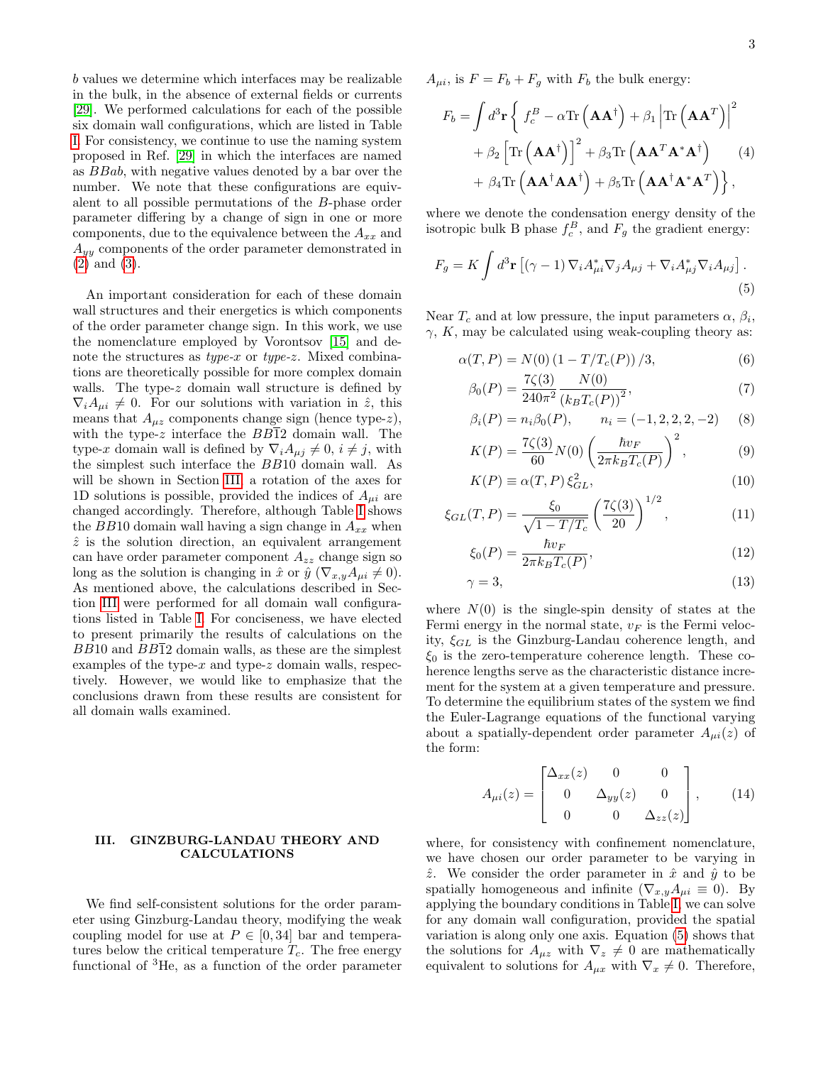$b$ values we determine which interfaces may be realizable in the bulk, in the absence of external fields or currents [29]. We performed calculations for each of the possible six domain wall configurations, which are listed in Table I. For consistency, we continue to use the naming system proposed in Ref. [29] in which the interfaces are named as $BBab$, with negative values denoted by a bar over the number. We note that these configurations are equivalent to all possible permutations of the $B$-phase order parameter differing by a change of sign in one or more components, due to the equivalence between the $A_{xx}$ and $A_{yy}$ components of the order parameter demonstrated in (2) and (3).

An important consideration for each of these domain wall structures and their energetics is which components of the order parameter change sign. In this work, we use the nomenclature employed by Vorontsov [15] and denote the structures as *type-x* or *type-z*. Mixed combinations are theoretically possible for more complex domain walls. The type-$z$ domain wall structure is defined by $\nabla_i A_{\mu i} \neq 0$. For our solutions with variation in $\hat{z}$, this means that $A_{\mu z}$ components change sign (hence type-$z$), with the type-$z$ interface the $BB\bar{1}2$ domain wall. The type-$x$ domain wall is defined by $\nabla_i A_{\mu j} \neq 0$, $i \neq j$, with the simplest such interface the $BB10$ domain wall. As will be shown in Section III, a rotation of the axes for 1D solutions is possible, provided the indices of $A_{\mu i}$ are changed accordingly. Therefore, although Table I shows the $BB10$ domain wall having a sign change in $A_{xx}$ when $\hat{z}$ is the solution direction, an equivalent arrangement can have order parameter component $A_{zz}$ change sign so long as the solution is changing in $\hat{x}$ or $\hat{y}$ ($\nabla_{x,y} A_{\mu i} \neq 0$). As mentioned above, the calculations described in Section III were performed for all domain wall configurations listed in Table I. For conciseness, we have elected to present primarily the results of calculations on the $BB10$ and $BB\bar{1}2$ domain walls, as these are the simplest examples of the type-$x$ and type-$z$ domain walls, respectively. However, we would like to emphasize that the conclusions drawn from these results are consistent for all domain walls examined.

## III. GINZBURG-LANDAU THEORY AND CALCULATIONS

We find self-consistent solutions for the order parameter using Ginzburg-Landau theory, modifying the weak coupling model for use at $P \in [0, 34]$ bar and temperatures below the critical temperature $T_c$. The free energy functional of $^3$He, as a function of the order parameter $A_{\mu i}$, is $F = F_b + F_g$ with $F_b$ the bulk energy:

$$F_b = \int d^3\mathbf{r} \left\{ f_c^B - \alpha \mathrm{Tr}\left(\mathbf{A}\mathbf{A}^\dagger\right) + \beta_1 \left|\mathrm{Tr}\left(\mathbf{A}\mathbf{A}^T\right)\right|^2 + \beta_2 \left[\mathrm{Tr}\left(\mathbf{A}\mathbf{A}^\dagger\right)\right]^2 + \beta_3 \mathrm{Tr}\left(\mathbf{A}\mathbf{A}^T\mathbf{A}^*\mathbf{A}^\dagger\right) + \beta_4 \mathrm{Tr}\left(\mathbf{A}\mathbf{A}^\dagger\mathbf{A}\mathbf{A}^\dagger\right) + \beta_5 \mathrm{Tr}\left(\mathbf{A}\mathbf{A}^\dagger\mathbf{A}^*\mathbf{A}^T\right) \right\}, \tag{4}$$

where we denote the condensation energy density of the isotropic bulk B phase $f_c^B$, and $F_g$ the gradient energy:

$$F_g = K \int d^3\mathbf{r} \left[ (\gamma - 1) \nabla_i A^*_{\mu i} \nabla_j A_{\mu j} + \nabla_i A^*_{\mu j} \nabla_i A_{\mu j} \right]. \tag{5}$$

Near $T_c$ and at low pressure, the input parameters $\alpha$, $\beta_i$, $\gamma$, $K$, may be calculated using weak-coupling theory as:

$$\alpha(T, P) = N(0)\left(1 - T/T_c(P)\right)/3, \tag{6}$$

$$\beta_0(P) = \frac{7\zeta(3)}{240\pi^2} \frac{N(0)}{\left(k_B T_c(P)\right)^2}, \tag{7}$$

$$\beta_i(P) = n_i \beta_0(P), \qquad n_i = (-1, 2, 2, 2, -2) \tag{8}$$

$$K(P) = \frac{7\zeta(3)}{60} N(0) \left(\frac{\hbar v_F}{2\pi k_B T_c(P)}\right)^2, \tag{9}$$

$$K(P) \equiv \alpha(T, P)\, \xi_{GL}^2, \tag{10}$$

$$\xi_{GL}(T, P) = \frac{\xi_0}{\sqrt{1 - T/T_c}} \left(\frac{7\zeta(3)}{20}\right)^{1/2}, \tag{11}$$

$$\xi_0(P) = \frac{\hbar v_F}{2\pi k_B T_c(P)}, \tag{12}$$

$$\gamma = 3, \tag{13}$$

where $N(0)$ is the single-spin density of states at the Fermi energy in the normal state, $v_F$ is the Fermi velocity, $\xi_{GL}$ is the Ginzburg-Landau coherence length, and $\xi_0$ is the zero-temperature coherence length. These coherence lengths serve as the characteristic distance increment for the system at a given temperature and pressure. To determine the equilibrium states of the system we find the Euler-Lagrange equations of the functional varying about a spatially-dependent order parameter $A_{\mu i}(z)$ of the form:

$$A_{\mu i}(z) = \begin{bmatrix} \Delta_{xx}(z) & 0 & 0 \\ 0 & \Delta_{yy}(z) & 0 \\ 0 & 0 & \Delta_{zz}(z) \end{bmatrix}, \tag{14}$$

where, for consistency with confinement nomenclature, we have chosen our order parameter to be varying in $\hat{z}$. We consider the order parameter in $\hat{x}$ and $\hat{y}$ to be spatially homogeneous and infinite ($\nabla_{x,y} A_{\mu i} \equiv 0$). By applying the boundary conditions in Table I, we can solve for any domain wall configuration, provided the spatial variation is along only one axis. Equation (5) shows that the solutions for $A_{\mu z}$ with $\nabla_z \neq 0$ are mathematically equivalent to solutions for $A_{\mu x}$ with $\nabla_x \neq 0$. Therefore,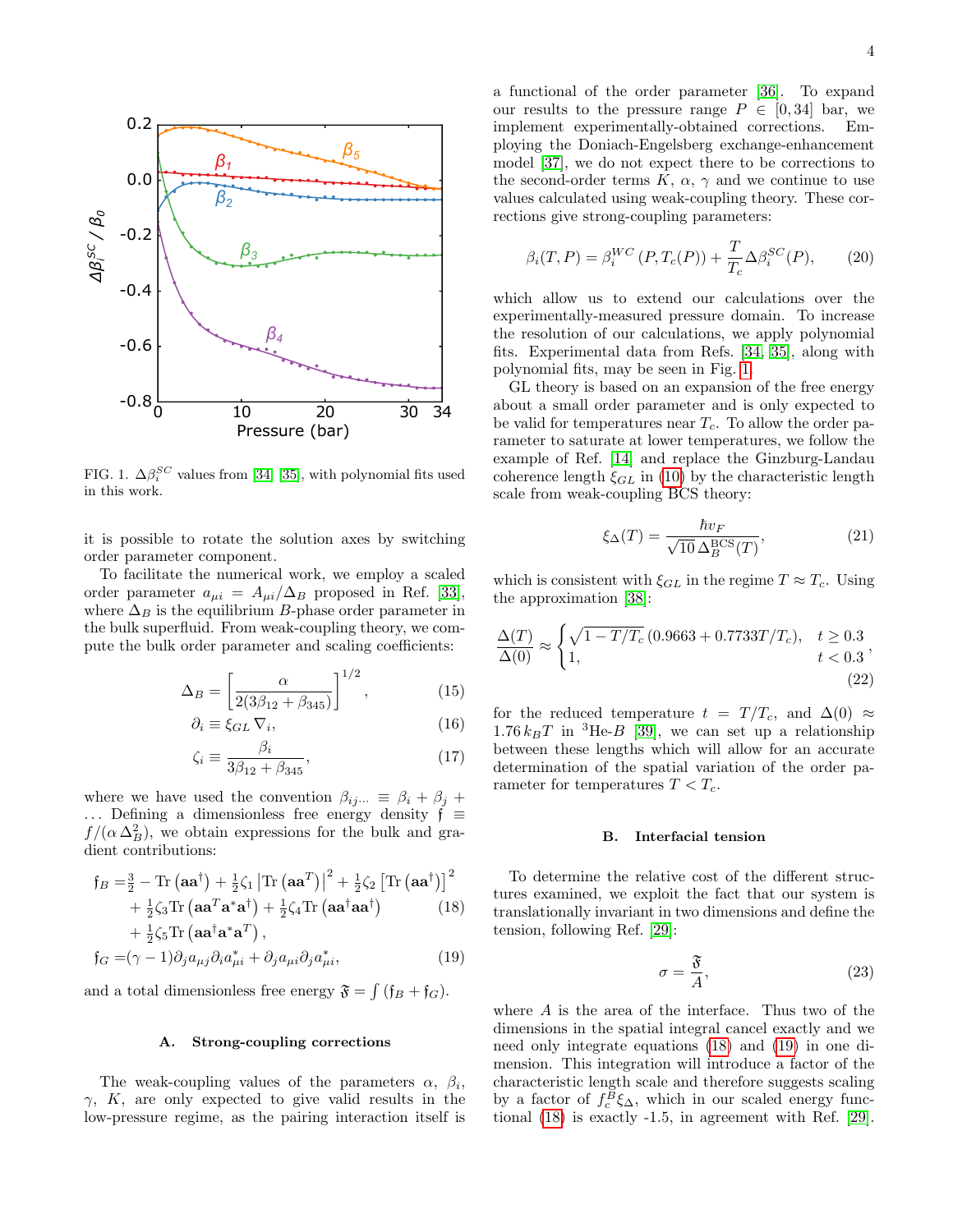FIG. 1. $\Delta\beta_i^{SC}$ values from [34, 35], with polynomial fits used in this work.

it is possible to rotate the solution axes by switching order parameter component.

To facilitate the numerical work, we employ a scaled order parameter $a_{\mu i} = A_{\mu i}/\Delta_B$ proposed in Ref. [33], where $\Delta_B$ is the equilibrium $B$-phase order parameter in the bulk superfluid. From weak-coupling theory, we compute the bulk order parameter and scaling coefficients:

$$\Delta_B = \left[\frac{\alpha}{2(3\beta_{12}+\beta_{345})}\right]^{1/2}, \tag{15}$$

$$\partial_i \equiv \xi_{GL}\,\nabla_i, \tag{16}$$

$$\zeta_i \equiv \frac{\beta_i}{3\beta_{12}+\beta_{345}}, \tag{17}$$

where we have used the convention $\beta_{ij\dots} \equiv \beta_i + \beta_j + \dots$ Defining a dimensionless free energy density $\mathfrak{f} \equiv f/(\alpha\,\Delta_B^2)$, we obtain expressions for the bulk and gradient contributions:

$$\begin{aligned}
\mathfrak{f}_B =& \tfrac{3}{2} - \mathrm{Tr}\left(\mathbf{a}\mathbf{a}^\dagger\right) + \tfrac{1}{2}\zeta_1\left|\mathrm{Tr}\left(\mathbf{a}\mathbf{a}^T\right)\right|^2 + \tfrac{1}{2}\zeta_2\left[\mathrm{Tr}\left(\mathbf{a}\mathbf{a}^\dagger\right)\right]^2 \\
&+ \tfrac{1}{2}\zeta_3\,\mathrm{Tr}\left(\mathbf{a}\mathbf{a}^T\mathbf{a}^*\mathbf{a}^\dagger\right) + \tfrac{1}{2}\zeta_4\,\mathrm{Tr}\left(\mathbf{a}\mathbf{a}^\dagger\mathbf{a}\mathbf{a}^\dagger\right) \\
&+ \tfrac{1}{2}\zeta_5\,\mathrm{Tr}\left(\mathbf{a}\mathbf{a}^\dagger\mathbf{a}^*\mathbf{a}^T\right),
\end{aligned} \tag{18}$$

$$\mathfrak{f}_G = (\gamma-1)\partial_j a_{\mu j}\partial_i a^*_{\mu i} + \partial_j a_{\mu i}\partial_j a^*_{\mu i}, \tag{19}$$

and a total dimensionless free energy $\mathfrak{F} = \int(\mathfrak{f}_B + \mathfrak{f}_G)$.

### A. Strong-coupling corrections

The weak-coupling values of the parameters $\alpha$, $\beta_i$, $\gamma$, $K$, are only expected to give valid results in the low-pressure regime, as the pairing interaction itself is a functional of the order parameter [36]. To expand our results to the pressure range $P \in [0, 34]$ bar, we implement experimentally-obtained corrections. Employing the Doniach-Engelsberg exchange-enhancement model [37], we do not expect there to be corrections to the second-order terms $K$, $\alpha$, $\gamma$ and we continue to use values calculated using weak-coupling theory. These corrections give strong-coupling parameters:

$$\beta_i(T,P) = \beta_i^{WC}(P, T_c(P)) + \frac{T}{T_c}\Delta\beta_i^{SC}(P), \tag{20}$$

which allow us to extend our calculations over the experimentally-measured pressure domain. To increase the resolution of our calculations, we apply polynomial fits. Experimental data from Refs. [34, 35], along with polynomial fits, may be seen in Fig. 1.

GL theory is based on an expansion of the free energy about a small order parameter and is only expected to be valid for temperatures near $T_c$. To allow the order parameter to saturate at lower temperatures, we follow the example of Ref. [14] and replace the Ginzburg-Landau coherence length $\xi_{GL}$ in (10) by the characteristic length scale from weak-coupling BCS theory:

$$\xi_\Delta(T) = \frac{\hbar v_F}{\sqrt{10}\,\Delta_B^{\mathrm{BCS}}(T)}, \tag{21}$$

which is consistent with $\xi_{GL}$ in the regime $T \approx T_c$. Using the approximation [38]:

$$\frac{\Delta(T)}{\Delta(0)} \approx \begin{cases} \sqrt{1-T/T_c}\,(0.9663 + 0.7733T/T_c), & t \geq 0.3 \\ 1, & t < 0.3 \end{cases}, \tag{22}$$

for the reduced temperature $t = T/T_c$, and $\Delta(0) \approx 1.76\,k_B T$ in $^3$He-$B$ [39], we can set up a relationship between these lengths which will allow for an accurate determination of the spatial variation of the order parameter for temperatures $T < T_c$.

### B. Interfacial tension

To determine the relative cost of the different structures examined, we exploit the fact that our system is translationally invariant in two dimensions and define the tension, following Ref. [29]:

$$\sigma = \frac{\mathfrak{F}}{A}, \tag{23}$$

where $A$ is the area of the interface. Thus two of the dimensions in the spatial integral cancel exactly and we need only integrate equations (18) and (19) in one dimension. This integration will introduce a factor of the characteristic length scale and therefore suggests scaling by a factor of $f_c^B\xi_\Delta$, which in our scaled energy functional (18) is exactly -1.5, in agreement with Ref. [29].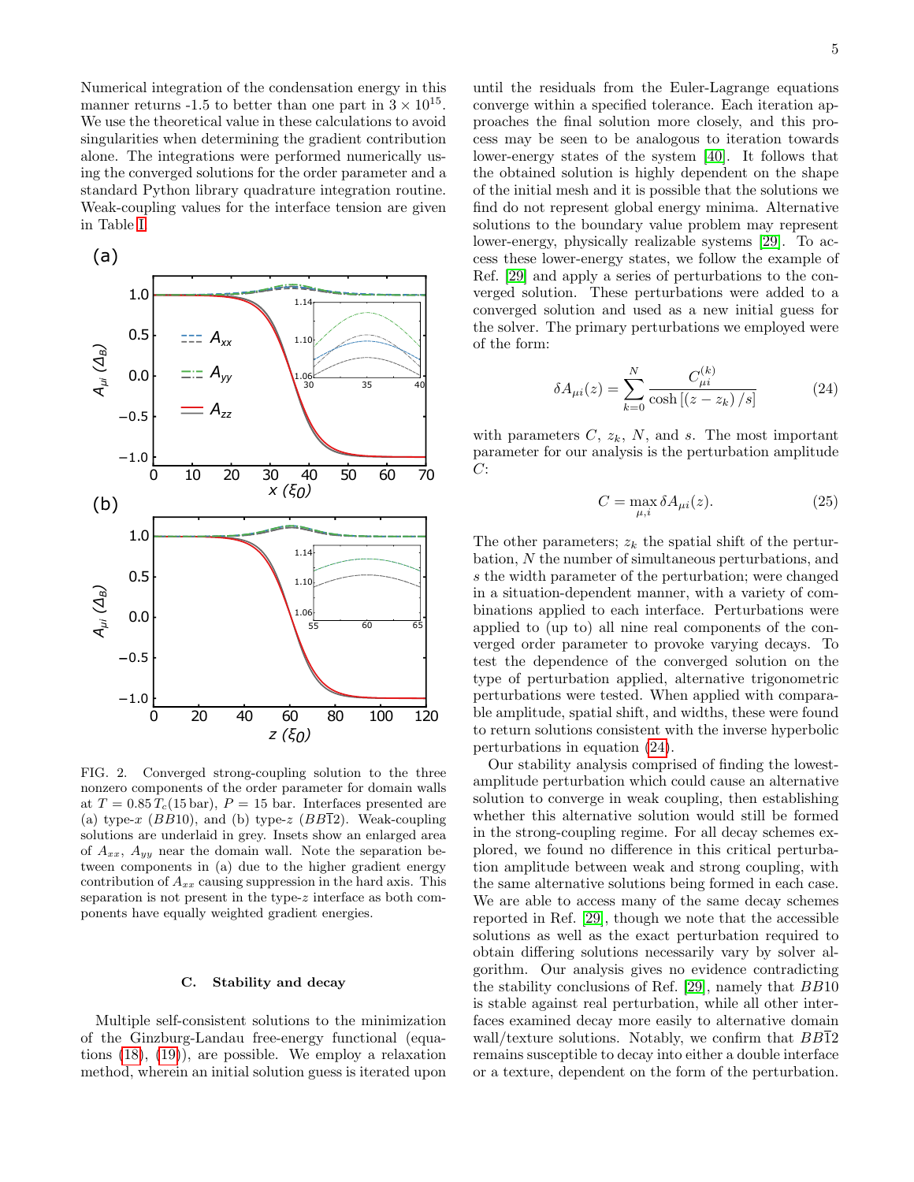Numerical integration of the condensation energy in this manner returns -1.5 to better than one part in $3 \times 10^{15}$. We use the theoretical value in these calculations to avoid singularities when determining the gradient contribution alone. The integrations were performed numerically using the converged solutions for the order parameter and a standard Python library quadrature integration routine. Weak-coupling values for the interface tension are given in Table I.

FIG. 2. Converged strong-coupling solution to the three nonzero components of the order parameter for domain walls at $T = 0.85\,T_c(15\,\text{bar})$, $P = 15$ bar. Interfaces presented are (a) type-$x$ ($BB10$), and (b) type-$z$ ($BB\bar{1}2$). Weak-coupling solutions are underlaid in grey. Insets show an enlarged area of $A_{xx}$, $A_{yy}$ near the domain wall. Note the separation between components in (a) due to the higher gradient energy contribution of $A_{xx}$ causing suppression in the hard axis. This separation is not present in the type-$z$ interface as both components have equally weighted gradient energies.

### C. Stability and decay

Multiple self-consistent solutions to the minimization of the Ginzburg-Landau free-energy functional (equations (18), (19)), are possible. We employ a relaxation method, wherein an initial solution guess is iterated upon until the residuals from the Euler-Lagrange equations converge within a specified tolerance. Each iteration approaches the final solution more closely, and this process may be seen to be analogous to iteration towards lower-energy states of the system [40]. It follows that the obtained solution is highly dependent on the shape of the initial mesh and it is possible that the solutions we find do not represent global energy minima. Alternative solutions to the boundary value problem may represent lower-energy, physically realizable systems [29]. To access these lower-energy states, we follow the example of Ref. [29] and apply a series of perturbations to the converged solution. These perturbations were added to a converged solution and used as a new initial guess for the solver. The primary perturbations we employed were of the form:

$$\delta A_{\mu i}(z) = \sum_{k=0}^{N} \frac{C_{\mu i}^{(k)}}{\cosh\left[(z - z_k)/s\right]} \tag{24}$$

with parameters $C$, $z_k$, $N$, and $s$. The most important parameter for our analysis is the perturbation amplitude $C$:

$$C = \max_{\mu,i} \delta A_{\mu i}(z). \tag{25}$$

The other parameters; $z_k$ the spatial shift of the perturbation, $N$ the number of simultaneous perturbations, and $s$ the width parameter of the perturbation; were changed in a situation-dependent manner, with a variety of combinations applied to each interface. Perturbations were applied to (up to) all nine real components of the converged order parameter to provoke varying decays. To test the dependence of the converged solution on the type of perturbation applied, alternative trigonometric perturbations were tested. When applied with comparable amplitude, spatial shift, and widths, these were found to return solutions consistent with the inverse hyperbolic perturbations in equation (24).

Our stability analysis comprised of finding the lowest-amplitude perturbation which could cause an alternative solution to converge in weak coupling, then establishing whether this alternative solution would still be formed in the strong-coupling regime. For all decay schemes explored, we found no difference in this critical perturbation amplitude between weak and strong coupling, with the same alternative solutions being formed in each case. We are able to access many of the same decay schemes reported in Ref. [29], though we note that the accessible solutions as well as the exact perturbation required to obtain differing solutions necessarily vary by solver algorithm. Our analysis gives no evidence contradicting the stability conclusions of Ref. [29], namely that $BB10$ is stable against real perturbation, while all other interfaces examined decay more easily to alternative domain wall/texture solutions. Notably, we confirm that $BB\bar{1}2$ remains susceptible to decay into either a double interface or a texture, dependent on the form of the perturbation.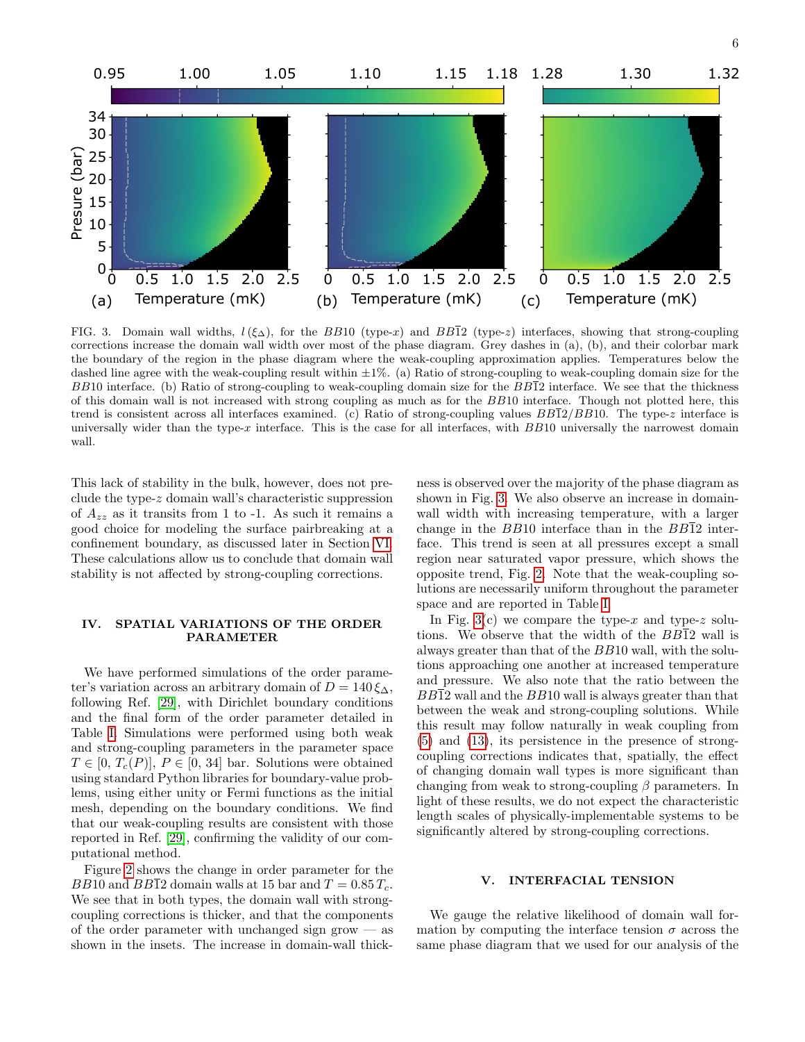FIG. 3. Domain wall widths, $l\,(\xi_\Delta)$, for the $BB10$ (type-$x$) and $BB\bar{1}2$ (type-$z$) interfaces, showing that strong-coupling corrections increase the domain wall width over most of the phase diagram. Grey dashes in (a), (b), and their colorbar mark the boundary of the region in the phase diagram where the weak-coupling approximation applies. Temperatures below the dashed line agree with the weak-coupling result within $\pm 1\%$. (a) Ratio of strong-coupling to weak-coupling domain size for the $BB10$ interface. (b) Ratio of strong-coupling to weak-coupling domain size for the $BB\bar{1}2$ interface. We see that the thickness of this domain wall is not increased with strong coupling as much as for the $BB10$ interface. Though not plotted here, this trend is consistent across all interfaces examined. (c) Ratio of strong-coupling values $BB\bar{1}2/BB10$. The type-$z$ interface is universally wider than the type-$x$ interface. This is the case for all interfaces, with $BB10$ universally the narrowest domain wall.

This lack of stability in the bulk, however, does not preclude the type-$z$ domain wall's characteristic suppression of $A_{zz}$ as it transits from 1 to -1. As such it remains a good choice for modeling the surface pairbreaking at a confinement boundary, as discussed later in Section VI. These calculations allow us to conclude that domain wall stability is not affected by strong-coupling corrections.

## IV. SPATIAL VARIATIONS OF THE ORDER PARAMETER

We have performed simulations of the order parameter's variation across an arbitrary domain of $D = 140\,\xi_\Delta$, following Ref. [29], with Dirichlet boundary conditions and the final form of the order parameter detailed in Table I. Simulations were performed using both weak and strong-coupling parameters in the parameter space $T \in [0,\, T_c(P)]$, $P \in [0,\, 34]$ bar. Solutions were obtained using standard Python libraries for boundary-value problems, using either unity or Fermi functions as the initial mesh, depending on the boundary conditions. We find that our weak-coupling results are consistent with those reported in Ref. [29], confirming the validity of our computational method.

Figure 2 shows the change in order parameter for the $BB10$ and $BB\bar{1}2$ domain walls at 15 bar and $T = 0.85\,T_c$. We see that in both types, the domain wall with strong-coupling corrections is thicker, and that the components of the order parameter with unchanged sign grow — as shown in the insets. The increase in domain-wall thickness is observed over the majority of the phase diagram as shown in Fig. 3. We also observe an increase in domain-wall width with increasing temperature, with a larger change in the $BB10$ interface than in the $BB\bar{1}2$ interface. This trend is seen at all pressures except a small region near saturated vapor pressure, which shows the opposite trend, Fig. 2. Note that the weak-coupling solutions are necessarily uniform throughout the parameter space and are reported in Table I.

In Fig. 3(c) we compare the type-$x$ and type-$z$ solutions. We observe that the width of the $BB\bar{1}2$ wall is always greater than that of the $BB10$ wall, with the solutions approaching one another at increased temperature and pressure. We also note that the ratio between the $BB\bar{1}2$ wall and the $BB10$ wall is always greater than that between the weak and strong-coupling solutions. While this result may follow naturally in weak coupling from (5) and (13), its persistence in the presence of strong-coupling corrections indicates that, spatially, the effect of changing domain wall types is more significant than changing from weak to strong-coupling $\beta$ parameters. In light of these results, we do not expect the characteristic length scales of physically-implementable systems to be significantly altered by strong-coupling corrections.

## V. INTERFACIAL TENSION

We gauge the relative likelihood of domain wall formation by computing the interface tension $\sigma$ across the same phase diagram that we used for our analysis of the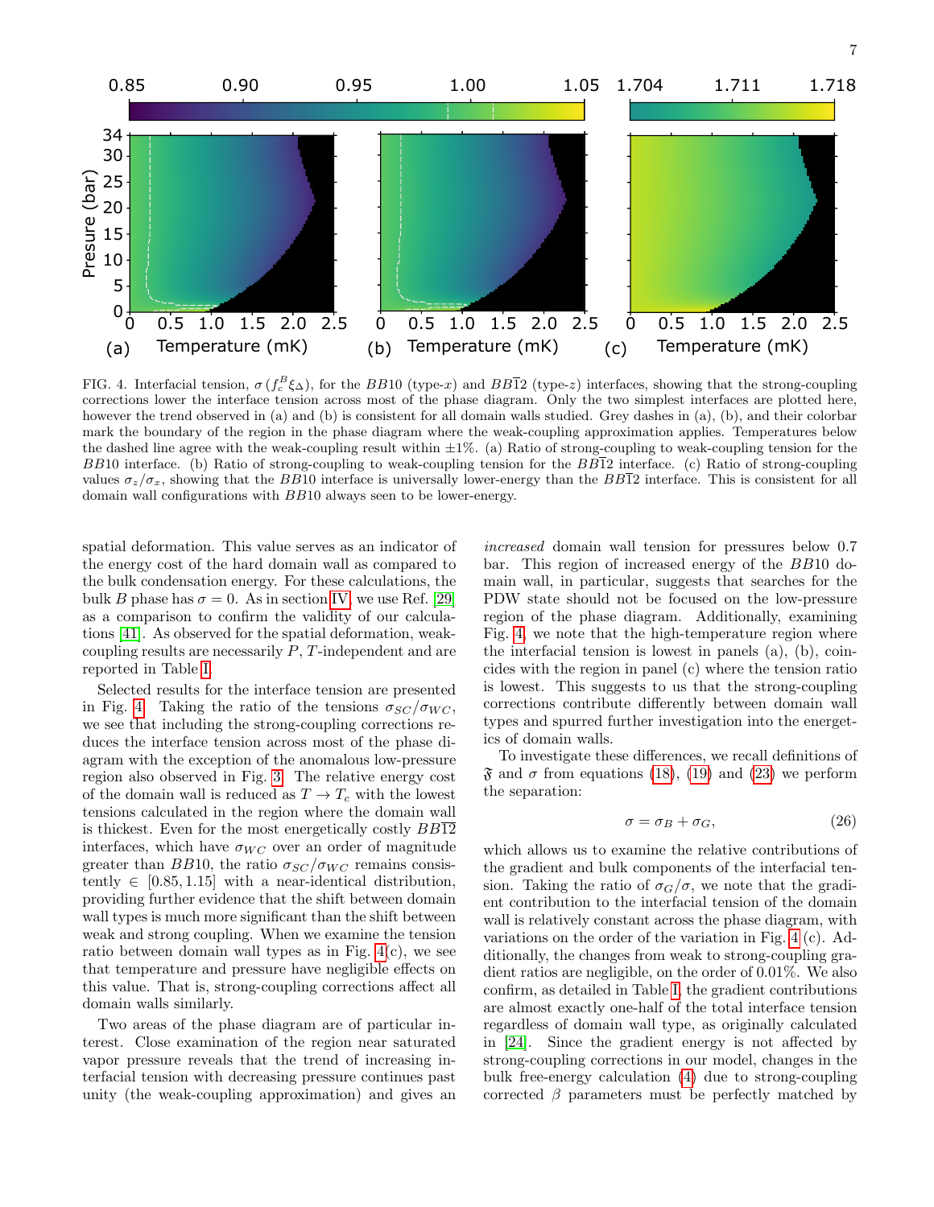FIG. 4. Interfacial tension, $\sigma\,(f_c^B \xi_\Delta)$, for the $BB10$ (type-$x$) and $BB\bar{1}2$ (type-$z$) interfaces, showing that the strong-coupling corrections lower the interface tension across most of the phase diagram. Only the two simplest interfaces are plotted here, however the trend observed in (a) and (b) is consistent for all domain walls studied. Grey dashes in (a), (b), and their colorbar mark the boundary of the region in the phase diagram where the weak-coupling approximation applies. Temperatures below the dashed line agree with the weak-coupling result within $\pm 1\%$. (a) Ratio of strong-coupling to weak-coupling tension for the $BB10$ interface. (b) Ratio of strong-coupling to weak-coupling tension for the $BB\bar{1}2$ interface. (c) Ratio of strong-coupling values $\sigma_z/\sigma_x$, showing that the $BB10$ interface is universally lower-energy than the $BB\bar{1}2$ interface. This is consistent for all domain wall configurations with $BB10$ always seen to be lower-energy.

spatial deformation. This value serves as an indicator of the energy cost of the hard domain wall as compared to the bulk condensation energy. For these calculations, the bulk $B$ phase has $\sigma = 0$. As in section IV, we use Ref. [29] as a comparison to confirm the validity of our calculations [41]. As observed for the spatial deformation, weak-coupling results are necessarily $P,T$-independent and are reported in Table I.

Selected results for the interface tension are presented in Fig. 4. Taking the ratio of the tensions $\sigma_{SC}/\sigma_{WC}$, we see that including the strong-coupling corrections reduces the interface tension across most of the phase diagram with the exception of the anomalous low-pressure region also observed in Fig. 3. The relative energy cost of the domain wall is reduced as $T \to T_c$ with the lowest tensions calculated in the region where the domain wall is thickest. Even for the most energetically costly $BB\bar{1}2$ interfaces, which have $\sigma_{WC}$ over an order of magnitude greater than $BB10$, the ratio $\sigma_{SC}/\sigma_{WC}$ remains consistently $\in [0.85, 1.15]$ with a near-identical distribution, providing further evidence that the shift between domain wall types is much more significant than the shift between weak and strong coupling. When we examine the tension ratio between domain wall types as in Fig. 4(c), we see that temperature and pressure have negligible effects on this value. That is, strong-coupling corrections affect all domain walls similarly.

Two areas of the phase diagram are of particular interest. Close examination of the region near saturated vapor pressure reveals that the trend of increasing interfacial tension with decreasing pressure continues past unity (the weak-coupling approximation) and gives an *increased* domain wall tension for pressures below 0.7 bar. This region of increased energy of the $BB10$ domain wall, in particular, suggests that searches for the PDW state should not be focused on the low-pressure region of the phase diagram. Additionally, examining Fig. 4, we note that the high-temperature region where the interfacial tension is lowest in panels (a), (b), coincides with the region in panel (c) where the tension ratio is lowest. This suggests to us that the strong-coupling corrections contribute differently between domain wall types and spurred further investigation into the energetics of domain walls.

To investigate these differences, we recall definitions of $\mathfrak{F}$ and $\sigma$ from equations (18), (19) and (23) we perform the separation:

$$\sigma = \sigma_B + \sigma_G, \tag{26}$$

which allows us to examine the relative contributions of the gradient and bulk components of the interfacial tension. Taking the ratio of $\sigma_G/\sigma$, we note that the gradient contribution to the interfacial tension of the domain wall is relatively constant across the phase diagram, with variations on the order of the variation in Fig. 4(c). Additionally, the changes from weak to strong-coupling gradient ratios are negligible, on the order of 0.01%. We also confirm, as detailed in Table I, the gradient contributions are almost exactly one-half of the total interface tension regardless of domain wall type, as originally calculated in [24]. Since the gradient energy is not affected by strong-coupling corrections in our model, changes in the bulk free-energy calculation (4) due to strong-coupling corrected $\beta$ parameters must be perfectly matched by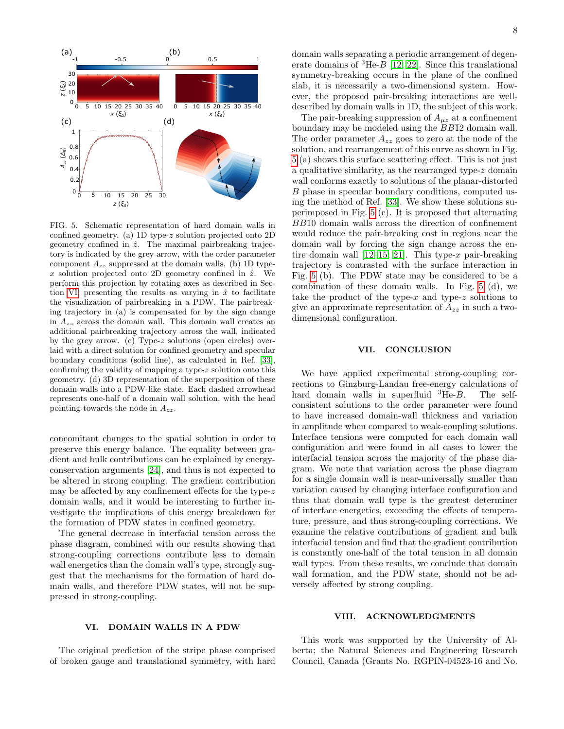FIG. 5. Schematic representation of hard domain walls in confined geometry. (a) 1D type-$z$ solution projected onto 2D geometry confined in $\hat{z}$. The maximal pairbreaking trajectory is indicated by the grey arrow, with the order parameter component $A_{zz}$ suppressed at the domain walls. (b) 1D type-$x$ solution projected onto 2D geometry confined in $\hat{z}$. We perform this projection by rotating axes as described in Section VI, presenting the results as varying in $\hat{x}$ to facilitate the visualization of pairbreaking in a PDW. The pairbreaking trajectory in (a) is compensated for by the sign change in $A_{zz}$ across the domain wall. This domain wall creates an additional pairbreaking trajectory across the wall, indicated by the grey arrow. (c) Type-$z$ solutions (open circles) overlaid with a direct solution for confined geometry and specular boundary conditions (solid line), as calculated in Ref. [33], confirming the validity of mapping a type-$z$ solution onto this geometry. (d) 3D representation of the superposition of these domain walls into a PDW-like state. Each dashed arrowhead represents one-half of a domain wall solution, with the head pointing towards the node in $A_{zz}$.

concomitant changes to the spatial solution in order to preserve this energy balance. The equality between gradient and bulk contributions can be explained by energy-conservation arguments [24], and thus is not expected to be altered in strong coupling. The gradient contribution may be affected by any confinement effects for the type-$z$ domain walls, and it would be interesting to further investigate the implications of this energy breakdown for the formation of PDW states in confined geometry.

The general decrease in interfacial tension across the phase diagram, combined with our results showing that strong-coupling corrections contribute less to domain wall energetics than the domain wall's type, strongly suggest that the mechanisms for the formation of hard domain walls, and therefore PDW states, will not be suppressed in strong-coupling.

## VI. DOMAIN WALLS IN A PDW

The original prediction of the stripe phase comprised of broken gauge and translational symmetry, with hard domain walls separating a periodic arrangement of degenerate domains of $^3$He-$B$ [12, 22]. Since this translational symmetry-breaking occurs in the plane of the confined slab, it is necessarily a two-dimensional system. However, the proposed pair-breaking interactions are well-described by domain walls in 1D, the subject of this work.

The pair-breaking suppression of $A_{\mu z}$ at a confinement boundary may be modeled using the $BB\bar{1}2$ domain wall. The order parameter $A_{zz}$ goes to zero at the node of the solution, and rearrangement of this curve as shown in Fig. 5 (a) shows this surface scattering effect. This is not just a qualitative similarity, as the rearranged type-$z$ domain wall conforms exactly to solutions of the planar-distorted $B$ phase in specular boundary conditions, computed using the method of Ref. [33]. We show these solutions superimposed in Fig. 5 (c). It is proposed that alternating $BB10$ domain walls across the direction of confinement would reduce the pair-breaking cost in regions near the domain wall by forcing the sign change across the entire domain wall [12–15, 21]. This type-$x$ pair-breaking trajectory is contrasted with the surface interaction in Fig. 5 (b). The PDW state may be considered to be a combination of these domain walls. In Fig. 5 (d), we take the product of the type-$x$ and type-$z$ solutions to give an approximate representation of $A_{zz}$ in such a two-dimensional configuration.

## VII. CONCLUSION

We have applied experimental strong-coupling corrections to Ginzburg-Landau free-energy calculations of hard domain walls in superfluid $^3$He-$B$. The self-consistent solutions to the order parameter were found to have increased domain-wall thickness and variation in amplitude when compared to weak-coupling solutions. Interface tensions were computed for each domain wall configuration and were found in all cases to lower the interfacial tension across the majority of the phase diagram. We note that variation across the phase diagram for a single domain wall is near-universally smaller than variation caused by changing interface configuration and thus that domain wall type is the greatest determiner of interface energetics, exceeding the effects of temperature, pressure, and thus strong-coupling corrections. We examine the relative contributions of gradient and bulk interfacial tension and find that the gradient contribution is constantly one-half of the total tension in all domain wall types. From these results, we conclude that domain wall formation, and the PDW state, should not be adversely affected by strong coupling.

## VIII. ACKNOWLEDGMENTS

This work was supported by the University of Alberta; the Natural Sciences and Engineering Research Council, Canada (Grants No. RGPIN-04523-16 and No.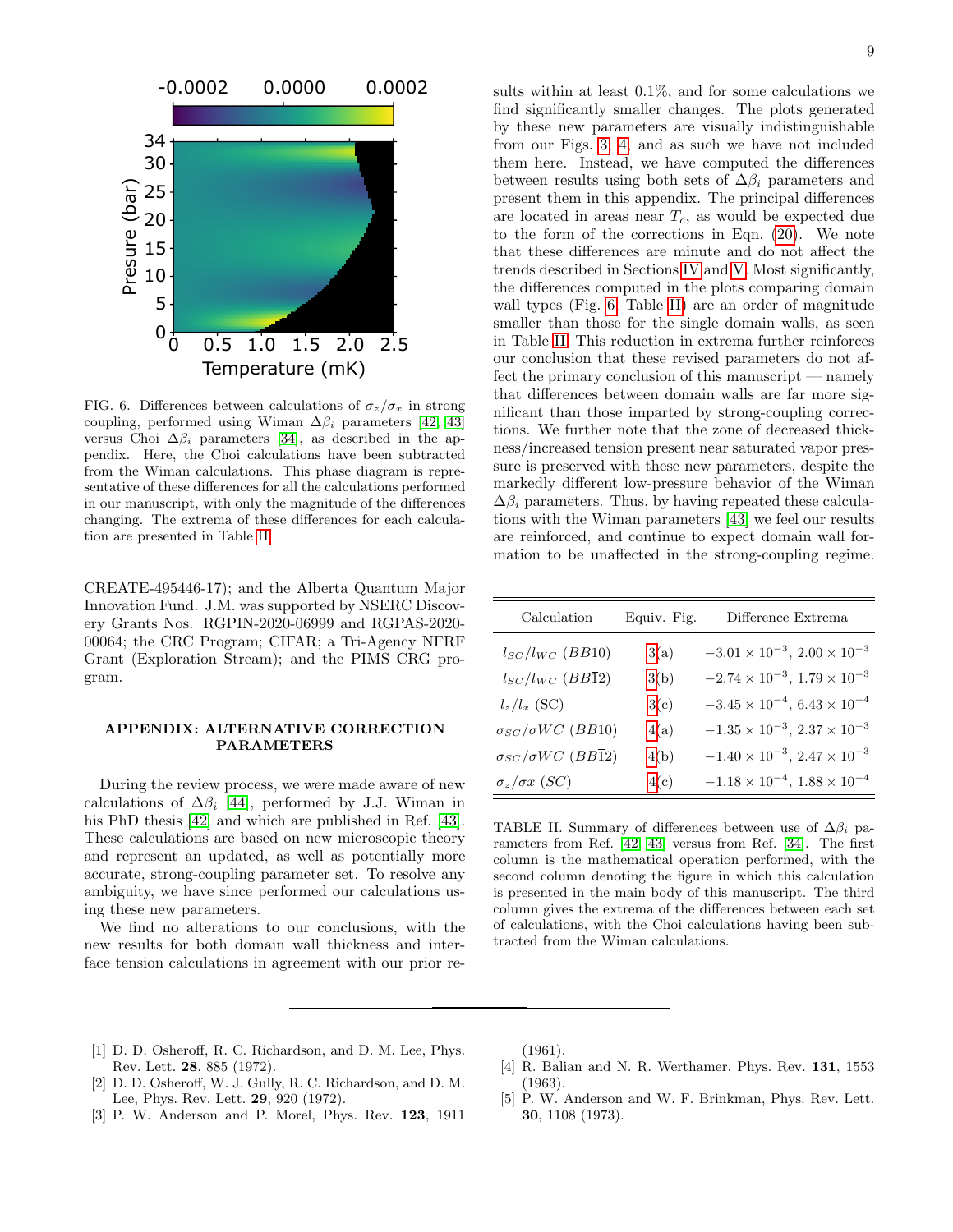FIG. 6. Differences between calculations of $\sigma_z/\sigma_x$ in strong coupling, performed using Wiman $\Delta\beta_i$ parameters [42, 43] versus Choi $\Delta\beta_i$ parameters [34], as described in the appendix. Here, the Choi calculations have been subtracted from the Wiman calculations. This phase diagram is representative of these differences for all the calculations performed in our manuscript, with only the magnitude of the differences changing. The extrema of these differences for each calculation are presented in Table II.

CREATE-495446-17); and the Alberta Quantum Major Innovation Fund. J.M. was supported by NSERC Discovery Grants Nos. RGPIN-2020-06999 and RGPAS-2020-00064; the CRC Program; CIFAR; a Tri-Agency NFRF Grant (Exploration Stream); and the PIMS CRG program.

## APPENDIX: ALTERNATIVE CORRECTION PARAMETERS

During the review process, we were made aware of new calculations of $\Delta\beta_i$ [44], performed by J.J. Wiman in his PhD thesis [42] and which are published in Ref. [43]. These calculations are based on new microscopic theory and represent an updated, as well as potentially more accurate, strong-coupling parameter set. To resolve any ambiguity, we have since performed our calculations using these new parameters.

We find no alterations to our conclusions, with the new results for both domain wall thickness and interface tension calculations in agreement with our prior results within at least 0.1%, and for some calculations we find significantly smaller changes. The plots generated by these new parameters are visually indistinguishable from our Figs. 3, 4, and as such we have not included them here. Instead, we have computed the differences between results using both sets of $\Delta\beta_i$ parameters and present them in this appendix. The principal differences are located in areas near $T_c$, as would be expected due to the form of the corrections in Eqn. (20). We note that these differences are minute and do not affect the trends described in Sections IV and V. Most significantly, the differences computed in the plots comparing domain wall types (Fig. 6, Table II) are an order of magnitude smaller than those for the single domain walls, as seen in Table II. This reduction in extrema further reinforces our conclusion that these revised parameters do not affect the primary conclusion of this manuscript — namely that differences between domain walls are far more significant than those imparted by strong-coupling corrections. We further note that the zone of decreased thickness/increased tension present near saturated vapor pressure is preserved with these new parameters, despite the markedly different low-pressure behavior of the Wiman $\Delta\beta_i$ parameters. Thus, by having repeated these calculations with the Wiman parameters [43] we feel our results are reinforced, and continue to expect domain wall formation to be unaffected in the strong-coupling regime.

| Calculation | Equiv. Fig. | Difference Extrema |
|---|---|---|
| $l_{SC}/l_{WC}$ ($BB10$) | 3(a) | $-3.01\times10^{-3}$, $2.00\times10^{-3}$ |
| $l_{SC}/l_{WC}$ ($BB\bar{1}2$) | 3(b) | $-2.74\times10^{-3}$, $1.79\times10^{-3}$ |
| $l_z/l_x$ (SC) | 3(c) | $-3.45\times10^{-4}$, $6.43\times10^{-4}$ |
| $\sigma_{SC}/\sigma WC$ ($BB10$) | 4(a) | $-1.35\times10^{-3}$, $2.37\times10^{-3}$ |
| $\sigma_{SC}/\sigma WC$ ($BB\bar{1}2$) | 4(b) | $-1.40\times10^{-3}$, $2.47\times10^{-3}$ |
| $\sigma_z/\sigma x$ ($SC$) | 4(c) | $-1.18\times10^{-4}$, $1.88\times10^{-4}$ |

TABLE II. Summary of differences between use of $\Delta\beta_i$ parameters from Ref. [42, 43] versus from Ref. [34]. The first column is the mathematical operation performed, with the second column denoting the figure in which this calculation is presented in the main body of this manuscript. The third column gives the extrema of the differences between each set of calculations, with the Choi calculations having been subtracted from the Wiman calculations.

---

[1] D. D. Osheroff, R. C. Richardson, and D. M. Lee, Phys. Rev. Lett. **28**, 885 (1972).

[2] D. D. Osheroff, W. J. Gully, R. C. Richardson, and D. M. Lee, Phys. Rev. Lett. **29**, 920 (1972).

[3] P. W. Anderson and P. Morel, Phys. Rev. **123**, 1911 (1961).

[4] R. Balian and N. R. Werthamer, Phys. Rev. **131**, 1553 (1963).

[5] P. W. Anderson and W. F. Brinkman, Phys. Rev. Lett. **30**, 1108 (1973).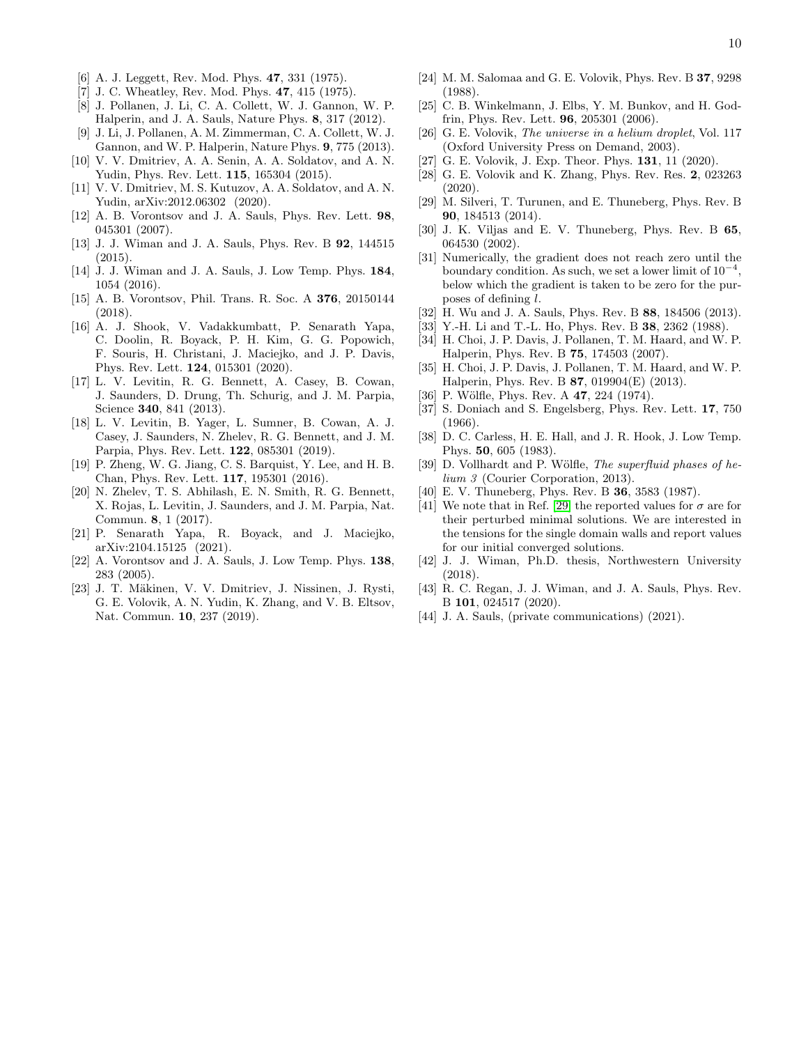[6] A. J. Leggett, Rev. Mod. Phys. **47**, 331 (1975).

[7] J. C. Wheatley, Rev. Mod. Phys. **47**, 415 (1975).

[8] J. Pollanen, J. Li, C. A. Collett, W. J. Gannon, W. P. Halperin, and J. A. Sauls, Nature Phys. **8**, 317 (2012).

[9] J. Li, J. Pollanen, A. M. Zimmerman, C. A. Collett, W. J. Gannon, and W. P. Halperin, Nature Phys. **9**, 775 (2013).

[10] V. V. Dmitriev, A. A. Senin, A. A. Soldatov, and A. N. Yudin, Phys. Rev. Lett. **115**, 165304 (2015).

[11] V. V. Dmitriev, M. S. Kutuzov, A. A. Soldatov, and A. N. Yudin, arXiv:2012.06302 (2020).

[12] A. B. Vorontsov and J. A. Sauls, Phys. Rev. Lett. **98**, 045301 (2007).

[13] J. J. Wiman and J. A. Sauls, Phys. Rev. B **92**, 144515 (2015).

[14] J. J. Wiman and J. A. Sauls, J. Low Temp. Phys. **184**, 1054 (2016).

[15] A. B. Vorontsov, Phil. Trans. R. Soc. A **376**, 20150144 (2018).

[16] A. J. Shook, V. Vadakkumbatt, P. Senarath Yapa, C. Doolin, R. Boyack, P. H. Kim, G. G. Popowich, F. Souris, H. Christani, J. Maciejko, and J. P. Davis, Phys. Rev. Lett. **124**, 015301 (2020).

[17] L. V. Levitin, R. G. Bennett, A. Casey, B. Cowan, J. Saunders, D. Drung, Th. Schurig, and J. M. Parpia, Science **340**, 841 (2013).

[18] L. V. Levitin, B. Yager, L. Sumner, B. Cowan, A. J. Casey, J. Saunders, N. Zhelev, R. G. Bennett, and J. M. Parpia, Phys. Rev. Lett. **122**, 085301 (2019).

[19] P. Zheng, W. G. Jiang, C. S. Barquist, Y. Lee, and H. B. Chan, Phys. Rev. Lett. **117**, 195301 (2016).

[20] N. Zhelev, T. S. Abhilash, E. N. Smith, R. G. Bennett, X. Rojas, L. Levitin, J. Saunders, and J. M. Parpia, Nat. Commun. **8**, 1 (2017).

[21] P. Senarath Yapa, R. Boyack, and J. Maciejko, arXiv:2104.15125 (2021).

[22] A. Vorontsov and J. A. Sauls, J. Low Temp. Phys. **138**, 283 (2005).

[23] J. T. Mäkinen, V. V. Dmitriev, J. Nissinen, J. Rysti, G. E. Volovik, A. N. Yudin, K. Zhang, and V. B. Eltsov, Nat. Commun. **10**, 237 (2019).

[24] M. M. Salomaa and G. E. Volovik, Phys. Rev. B **37**, 9298 (1988).

[25] C. B. Winkelmann, J. Elbs, Y. M. Bunkov, and H. Godfrin, Phys. Rev. Lett. **96**, 205301 (2006).

[26] G. E. Volovik, *The universe in a helium droplet*, Vol. 117 (Oxford University Press on Demand, 2003).

[27] G. E. Volovik, J. Exp. Theor. Phys. **131**, 11 (2020).

[28] G. E. Volovik and K. Zhang, Phys. Rev. Res. **2**, 023263 (2020).

[29] M. Silveri, T. Turunen, and E. Thuneberg, Phys. Rev. B **90**, 184513 (2014).

[30] J. K. Viljas and E. V. Thuneberg, Phys. Rev. B **65**, 064530 (2002).

[31] Numerically, the gradient does not reach zero until the boundary condition. As such, we set a lower limit of $10^{-4}$, below which the gradient is taken to be zero for the purposes of defining $l$.

[32] H. Wu and J. A. Sauls, Phys. Rev. B **88**, 184506 (2013).

[33] Y.-H. Li and T.-L. Ho, Phys. Rev. B **38**, 2362 (1988).

[34] H. Choi, J. P. Davis, J. Pollanen, T. M. Haard, and W. P. Halperin, Phys. Rev. B **75**, 174503 (2007).

[35] H. Choi, J. P. Davis, J. Pollanen, T. M. Haard, and W. P. Halperin, Phys. Rev. B **87**, 019904(E) (2013).

[36] P. Wölfle, Phys. Rev. A **47**, 224 (1974).

[37] S. Doniach and S. Engelsberg, Phys. Rev. Lett. **17**, 750 (1966).

[38] D. C. Carless, H. E. Hall, and J. R. Hook, J. Low Temp. Phys. **50**, 605 (1983).

[39] D. Vollhardt and P. Wölfle, *The superfluid phases of helium 3* (Courier Corporation, 2013).

[40] E. V. Thuneberg, Phys. Rev. B **36**, 3583 (1987).

[41] We note that in Ref. [29] the reported values for $\sigma$ are for their perturbed minimal solutions. We are interested in the tensions for the single domain walls and report values for our initial converged solutions.

[42] J. J. Wiman, Ph.D. thesis, Northwestern University (2018).

[43] R. C. Regan, J. J. Wiman, and J. A. Sauls, Phys. Rev. B **101**, 024517 (2020).

[44] J. A. Sauls, (private communications) (2021).